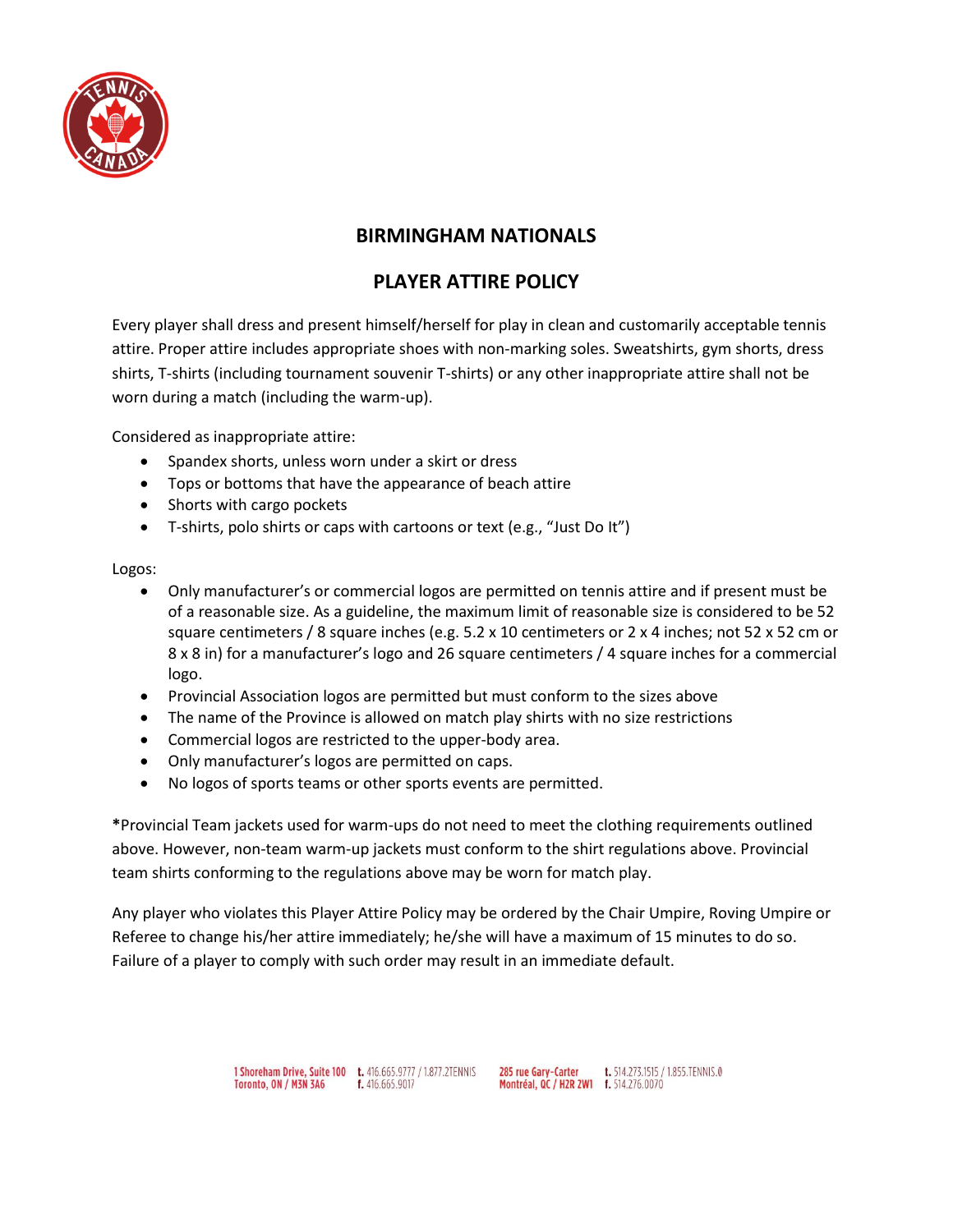# BIRMINGHAM NATIONALS

## PLAYER ATTIRE POLICY

Every player shall dress and present himself/herself for play in clean and customarily acceptable tennis attire. Proper attire includes appropriate shoes with non-marking soles. Sweatshirts, gym shorts, dress shirts, T-shirts (including tournament souvenir T-shirts) or any other inappropriate attire shall not be worn during a match (including the warm-up).

Considered as inappropriate attire:

- Spandex shorts, unless worn under a skirt or dress
- Tops or bottoms that have the appearance of beach attire
- Shorts with cargo pockets
- T-shirts, polo shirts or caps with cartoons or text (e.g., "Just Do It")

Logos:

- Only manufacturer's or commercial logos are permitted on tennis attire and if present must be of a reasonable size. As a guideline, the maximum limit of reasonable size is considered to be 52 square centimeters / 8 square inches (e.g. 5.2 x 10 centimeters or 2 x 4 inches; not 52 x 52 cm or 8 x 8 in) for a manufacturer's logo and 26 square centimeters / 4 square inches for a commercial logo.
- Provincial Association logos are permitted but must conform to the sizes above
- The name of the Province is allowed on match play shirts with no size restrictions
- Commercial logos are restricted to the upper-body area.
- Only manufacturer's logos are permitted on caps.
- No logos of sports teams or other sports events are permitted.

**\***Provincial Team jackets used for warm-ups do not need to meet the clothing requirements outlined above. However, non-team warm-up jackets must conform to the shirt regulations above. Provincial team shirts conforming to the regulations above may be worn for match play.

Any player who violates this Player Attire Policy may be ordered by the Chair Umpire, Roving Umpire or Referee to change his/her attire immediately; he/she will have a maximum of 15 minutes to do so. Failure of a player to comply with such order may result in an immediate default.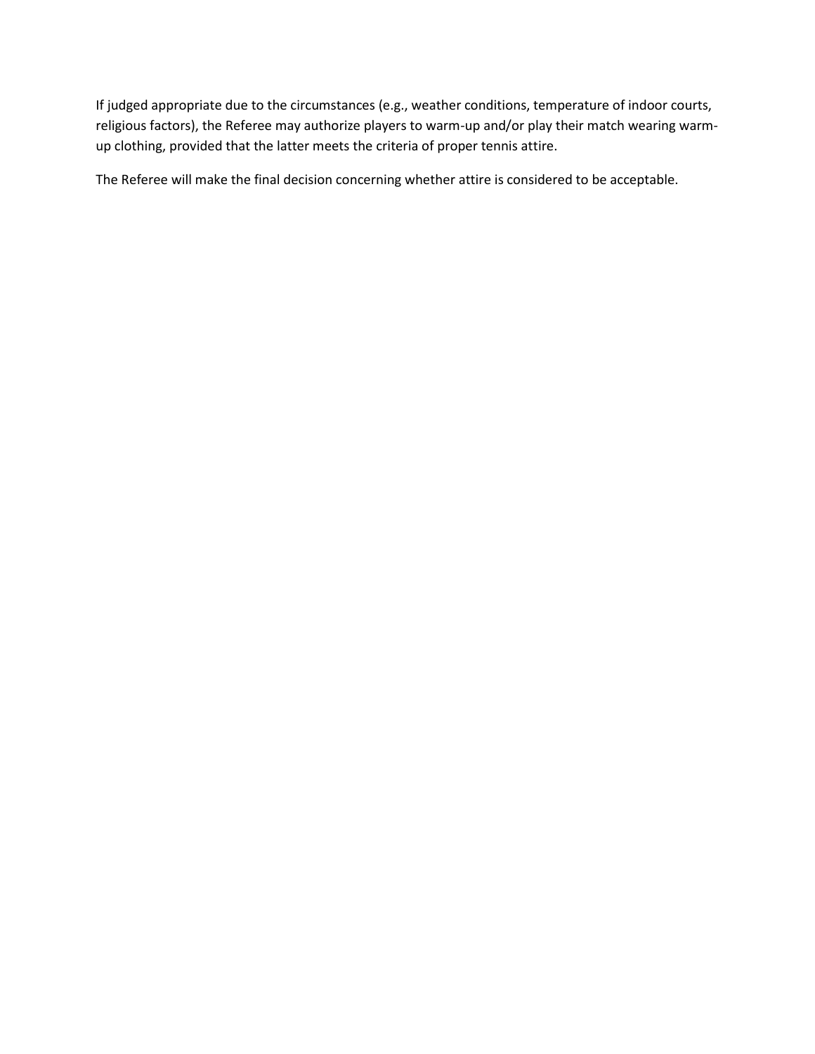If judged appropriate due to the circumstances (e.g., weather conditions, temperature of indoor courts, religious factors), the Referee may authorize players to warm-up and/or play their match wearing warm-up clothing, provided that the latter meets the criteria of proper tennis attire.

The Referee will make the final decision concerning whether attire is considered to be acceptable.